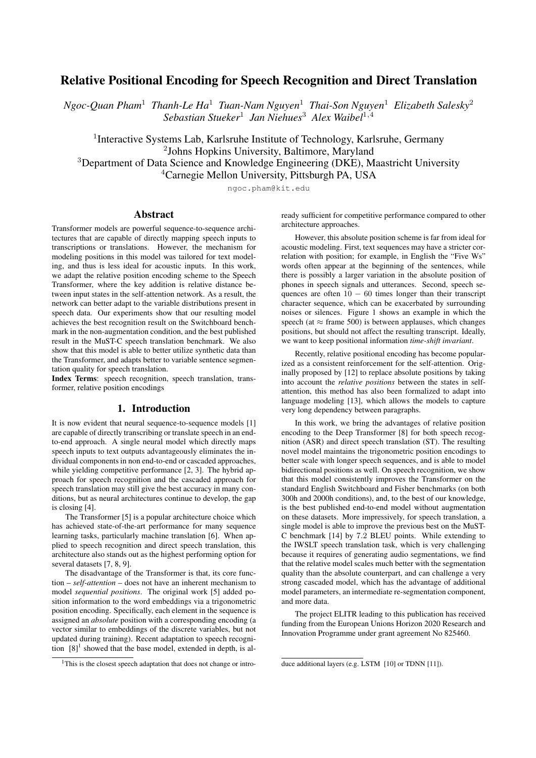# Relative Positional Encoding for Speech Recognition and Direct Translation

*Ngoc-Quan Pham*[1] *Thanh-Le Ha*[1] *Tuan-Nam Nguyen*[1] *Thai-Son Nguyen*[1] *Elizabeth Salesky*[2] *Sebastian Stueker*[1] *Jan Niehues*[3] *Alex Waibel*[1,4]

[1]Interactive Systems Lab, Karlsruhe Institute of Technology, Karlsruhe, Germany
[2]Johns Hopkins University, Baltimore, Maryland
[3]Department of Data Science and Knowledge Engineering (DKE), Maastricht University
[4]Carnegie Mellon University, Pittsburgh PA, USA

ngoc.pham@kit.edu

## Abstract

Transformer models are powerful sequence-to-sequence architectures that are capable of directly mapping speech inputs to transcriptions or translations. However, the mechanism for modeling positions in this model was tailored for text modeling, and thus is less ideal for acoustic inputs. In this work, we adapt the relative position encoding scheme to the Speech Transformer, where the key addition is relative distance between input states in the self-attention network. As a result, the network can better adapt to the variable distributions present in speech data. Our experiments show that our resulting model achieves the best recognition result on the Switchboard benchmark in the non-augmentation condition, and the best published result in the MuST-C speech translation benchmark. We also show that this model is able to better utilize synthetic data than the Transformer, and adapts better to variable sentence segmentation quality for speech translation.

**Index Terms**: speech recognition, speech translation, transformer, relative position encodings

## 1. Introduction

It is now evident that neural sequence-to-sequence models [1] are capable of directly transcribing or translate speech in an end-to-end approach. A single neural model which directly maps speech inputs to text outputs advantageously eliminates the individual components in non end-to-end or cascaded approaches, while yielding competitive performance [2, 3]. The hybrid approach for speech recognition and the cascaded approach for speech translation may still give the best accuracy in many conditions, but as neural architectures continue to develop, the gap is closing [4].

The Transformer [5] is a popular architecture choice which has achieved state-of-the-art performance for many sequence learning tasks, particularly machine translation [6]. When applied to speech recognition and direct speech translation, this architecture also stands out as the highest performing option for several datasets [7, 8, 9].

The disadvantage of the Transformer is that, its core function – *self-attention* – does not have an inherent mechanism to model *sequential positions*. The original work [5] added position information to the word embeddings via a trigonometric position encoding. Specifically, each element in the sequence is assigned an *absolute* position with a corresponding encoding (a vector similar to embeddings of the discrete variables, but not updated during training). Recent adaptation to speech recognition [8][1] showed that the base model, extended in depth, is already sufficient for competitive performance compared to other architecture approaches.

However, this absolute position scheme is far from ideal for acoustic modeling. First, text sequences may have a stricter correlation with position; for example, in English the "Five Ws" words often appear at the beginning of the sentences, while there is possibly a larger variation in the absolute position of phones in speech signals and utterances. Second, speech sequences are often $10-60$ times longer than their transcript character sequence, which can be exacerbated by surrounding noises or silences. Figure 1 shows an example in which the speech (at $\approx$ frame 500) is between applauses, which changes positions, but should not affect the resulting transcript. Ideally, we want to keep positional information *time-shift invariant*.

Recently, relative positional encoding has become popularized as a consistent reinforcement for the self-attention. Originally proposed by [12] to replace absolute positions by taking into account the *relative positions* between the states in self-attention, this method has also been formalized to adapt into language modeling [13], which allows the models to capture very long dependency between paragraphs.

In this work, we bring the advantages of relative position encoding to the Deep Transformer [8] for both speech recognition (ASR) and direct speech translation (ST). The resulting novel model maintains the trigonometric position encodings to better scale with longer speech sequences, and is able to model bidirectional positions as well. On speech recognition, we show that this model consistently improves the Transformer on the standard English Switchboard and Fisher benchmarks (on both 300h and 2000h conditions), and, to the best of our knowledge, is the best published end-to-end model without augmentation on these datasets. More impressively, for speech translation, a single model is able to improve the previous best on the MuST-C benchmark [14] by 7.2 BLEU points. While extending to the IWSLT speech translation task, which is very challenging because it requires of generating audio segmentations, we find that the relative model scales much better with the segmentation quality than the absolute counterpart, and can challenge a very strong cascaded model, which has the advantage of additional model parameters, an intermediate re-segmentation component, and more data.

The project ELITR leading to this publication has received funding from the European Unions Horizon 2020 Research and Innovation Programme under grant agreement No 825460.

[1]This is the closest speech adaptation that does not change or introduce additional layers (e.g. LSTM [10] or TDNN [11]).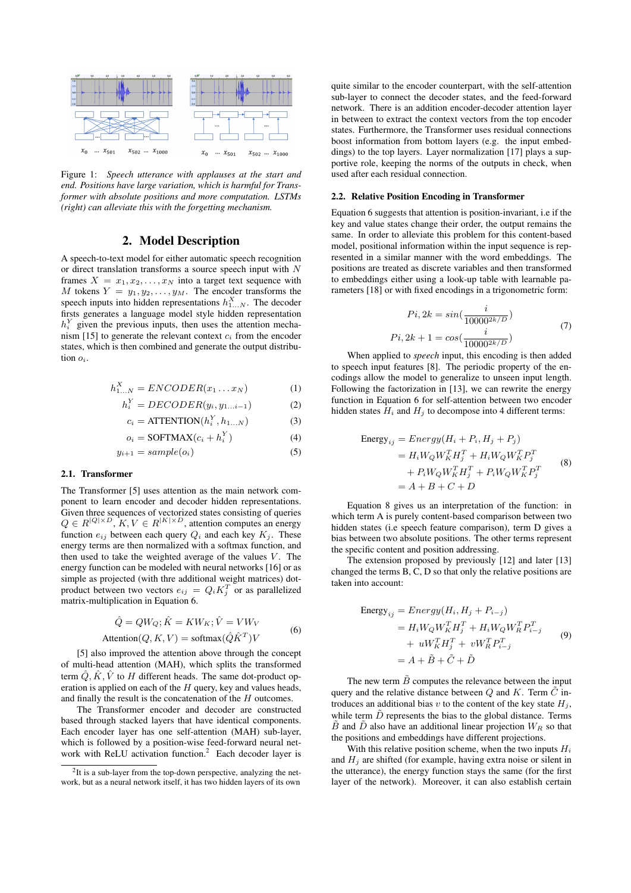Figure 1: *Speech utterance with applauses at the start and end. Positions have large variation, which is harmful for Transformer with absolute positions and more computation. LSTMs (right) can alleviate this with the forgetting mechanism.*

## 2. Model Description

A speech-to-text model for either automatic speech recognition or direct translation transforms a source speech input with $N$ frames $X = x_1, x_2, \dots, x_N$ into a target text sequence with $M$ tokens $Y = y_1, y_2, \dots, y_M$. The encoder transforms the speech inputs into hidden representations $h^X_{1\dots N}$. The decoder firsts generates a language model style hidden representation $h^Y_i$ given the previous inputs, then uses the attention mechanism [15] to generate the relevant context $c_i$ from the encoder states, which is then combined and generate the output distribution $o_i$.

$$h^X_{1\dots N} = ENCODER(x_1 \dots x_N) \tag{1}$$

$$h^Y_i = DECODER(y_i, y_{1\dots i-1}) \tag{2}$$

$$c_i = \text{ATTENTION}(h^Y_i, h_{1\dots N}) \tag{3}$$

$$o_i = \text{SOFTMAX}(c_i + h^Y_i) \tag{4}$$

$$y_{i+1} = sample(o_i) \tag{5}$$

### 2.1. Transformer

The Transformer [5] uses attention as the main network component to learn encoder and decoder hidden representations. Given three sequences of vectorized states consisting of queries $Q \in R^{|Q| \times D}$, $K, V \in R^{|K| \times D}$, attention computes an energy function $e_{ij}$ between each query $Q_i$ and each key $K_j$. These energy terms are then normalized with a softmax function, and then used to take the weighted average of the values $V$. The energy function can be modeled with neural networks [16] or as simple as projected (with thre additional weight matrices) dot-product between two vectors $e_{ij} = Q_i K^T_j$ or as parallelized matrix-multiplication in Equation 6.

$$\hat{Q} = QW_Q; \hat{K} = KW_K; \hat{V} = VW_V$$
$$\text{Attention}(Q, K, V) = \text{softmax}(\hat{Q}\hat{K}^T)V \tag{6}$$

[5] also improved the attention above through the concept of multi-head attention (MAH), which splits the transformed term $\hat{Q}, \hat{K}, \hat{V}$ to $H$ different heads. The same dot-product operation is applied on each of the $H$ query, key and values heads, and finally the result is the concatenation of the $H$ outcomes.

The Transformer encoder and decoder are constructed based through stacked layers that have identical components. Each encoder layer has one self-attention (MAH) sub-layer, which is followed by a position-wise feed-forward neural network with ReLU activation function.[2] Each decoder layer is quite similar to the encoder counterpart, with the self-attention sub-layer to connect the decoder states, and the feed-forward network. There is an addition encoder-decoder attention layer in between to extract the context vectors from the top encoder states. Furthermore, the Transformer uses residual connections boost information from bottom layers (e.g. the input embeddings) to the top layers. Layer normalization [17] plays a supportive role, keeping the norms of the outputs in check, when used after each residual connection.

[2] It is a sub-layer from the top-down perspective, analyzing the network, but as a neural network itself, it has two hidden layers of its own

### 2.2. Relative Position Encoding in Transformer

Equation 6 suggests that attention is position-invariant, i.e if the key and value states change their order, the output remains the same. In order to alleviate this problem for this content-based model, positional information within the input sequence is represented in a similar manner with the word embeddings. The positions are treated as discrete variables and then transformed to embeddings either using a look-up table with learnable parameters [18] or with fixed encodings in a trigonometric form:

$$Pi, 2k = sin(\frac{i}{10000^{2k/D}})$$
$$Pi, 2k + 1 = cos(\frac{i}{10000^{2k/D}}) \tag{7}$$

When applied to *speech* input, this encoding is then added to speech input features [8]. The periodic property of the encodings allow the model to generalize to unseen input length. Following the factorization in [13], we can rewrite the energy function in Equation 6 for self-attention between two encoder hidden states $H_i$ and $H_j$ to decompose into 4 different terms:

$$\begin{aligned}
\text{Energy}_{ij} &= Energy(H_i + P_i, H_j + P_j) \\
&= H_i W_Q W_K^T H_j^T + H_i W_Q W_K^T P_j^T \\
&\quad + P_i W_Q W_K^T H_j^T + P_i W_Q W_K^T P_j^T \\
&= A + B + C + D
\end{aligned} \tag{8}$$

Equation 8 gives us an interpretation of the function: in which term A is purely content-based comparison between two hidden states (i.e speech feature comparison), term D gives a bias between two absolute positions. The other terms represent the specific content and position addressing.

The extension proposed by previously [12] and later [13] changed the terms B, C, D so that only the relative positions are taken into account:

$$\begin{aligned}
\text{Energy}_{ij} &= Energy(H_i, H_j + P_{i-j}) \\
&= H_i W_Q W_K^T H_j^T + H_i W_Q W_R^T P_{i-j}^T \\
&\quad + u W_K^T H_j^T + v W_R^T P_{i-j}^T \\
&= A + \tilde{B} + \tilde{C} + \tilde{D}
\end{aligned} \tag{9}$$

The new term $\tilde{B}$ computes the relevance between the input query and the relative distance between $Q$ and $K$. Term $\tilde{C}$ introduces an additional bias $v$ to the content of the key state $H_j$, while term $\tilde{D}$ represents the bias to the global distance. Terms $\tilde{B}$ and $\tilde{D}$ also have an additional linear projection $W_R$ so that the positions and embeddings have different projections.

With this relative position scheme, when the two inputs $H_i$ and $H_j$ are shifted (for example, having extra noise or silent in the utterance), the energy function stays the same (for the first layer of the network). Moreover, it can also establish certain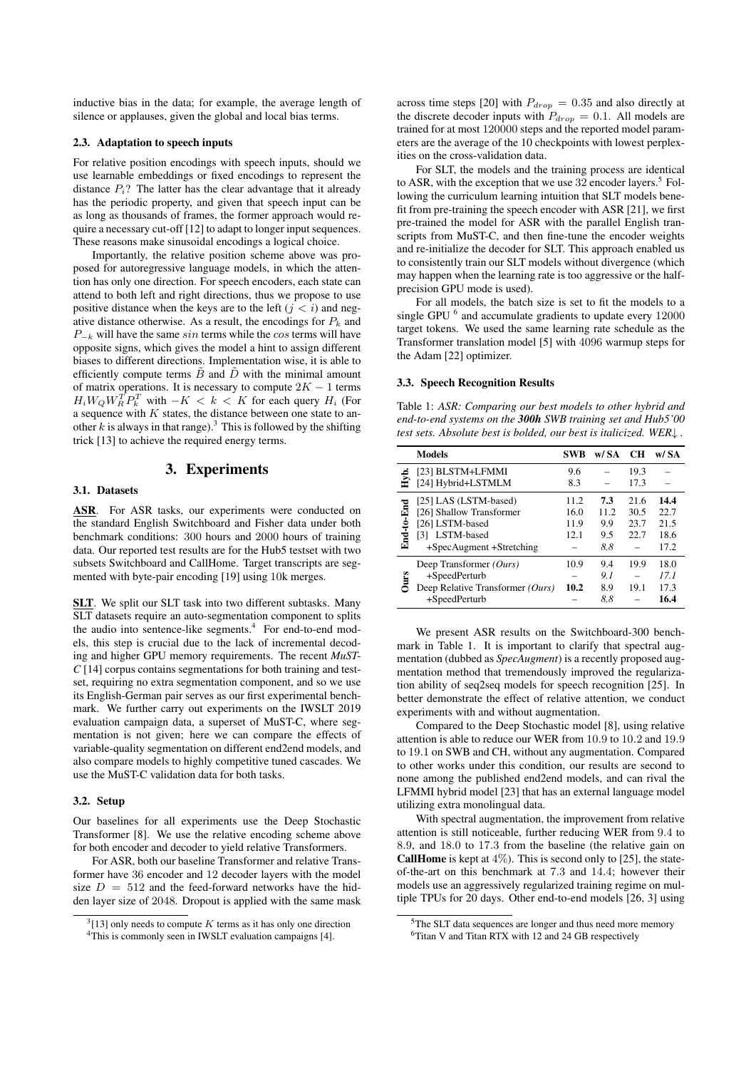inductive bias in the data; for example, the average length of silence or applauses, given the global and local bias terms.

### 2.3. Adaptation to speech inputs

For relative position encodings with speech inputs, should we use learnable embeddings or fixed encodings to represent the distance $P_i$? The latter has the clear advantage that it already has the periodic property, and given that speech input can be as long as thousands of frames, the former approach would require a necessary cut-off [12] to adapt to longer input sequences. These reasons make sinusoidal encodings a logical choice.

Importantly, the relative position scheme above was proposed for autoregressive language models, in which the attention has only one direction. For speech encoders, each state can attend to both left and right directions, thus we propose to use positive distance when the keys are to the left ($j < i$) and negative distance otherwise. As a result, the encodings for $P_k$ and $P_{-k}$ will have the same $sin$ terms while the $cos$ terms will have opposite signs, which gives the model a hint to assign different biases to different directions. Implementation wise, it is able to efficiently compute terms $\tilde{B}$ and $\tilde{D}$ with the minimal amount of matrix operations. It is necessary to compute $2K - 1$ terms $H_i W_Q W_R^T P_k^T$ with $-K < k < K$ for each query $H_i$ (For a sequence with $K$ states, the distance between one state to another $k$ is always in that range).[3] This is followed by the shifting trick [13] to achieve the required energy terms.

## 3. Experiments

### 3.1. Datasets

**ASR**. For ASR tasks, our experiments were conducted on the standard English Switchboard and Fisher data under both benchmark conditions: 300 hours and 2000 hours of training data. Our reported test results are for the Hub5 testset with two subsets Switchboard and CallHome. Target transcripts are segmented with byte-pair encoding [19] using 10k merges.

**SLT**. We split our SLT task into two different subtasks. Many SLT datasets require an auto-segmentation component to splits the audio into sentence-like segments.[4] For end-to-end models, this step is crucial due to the lack of incremental decoding and higher GPU memory requirements. The recent *MuST-C* [14] corpus contains segmentations for both training and testset, requiring no extra segmentation component, and so we use its English-German pair serves as our first experimental benchmark. We further carry out experiments on the IWSLT 2019 evaluation campaign data, a superset of MuST-C, where segmentation is not given; here we can compare the effects of variable-quality segmentation on different end2end models, and also compare models to highly competitive tuned cascades. We use the MuST-C validation data for both tasks.

### 3.2. Setup

Our baselines for all experiments use the Deep Stochastic Transformer [8]. We use the relative encoding scheme above for both encoder and decoder to yield relative Transformers.

For ASR, both our baseline Transformer and relative Transformer have 36 encoder and 12 decoder layers with the model size $D = 512$ and the feed-forward networks have the hidden layer size of 2048. Dropout is applied with the same mask across time steps [20] with $P_{drop} = 0.35$ and also directly at the discrete decoder inputs with $P_{drop} = 0.1$. All models are trained for at most 120000 steps and the reported model parameters are the average of the 10 checkpoints with lowest perplexities on the cross-validation data.

For SLT, the models and the training process are identical to ASR, with the exception that we use 32 encoder layers.[5] Following the curriculum learning intuition that SLT models benefit from pre-training the speech encoder with ASR [21], we first pre-trained the model for ASR with the parallel English transcripts from MuST-C, and then fine-tune the encoder weights and re-initialize the decoder for SLT. This approach enabled us to consistently train our SLT models without divergence (which may happen when the learning rate is too aggressive or the half-precision GPU mode is used).

For all models, the batch size is set to fit the models to a single GPU [6] and accumulate gradients to update every 12000 target tokens. We used the same learning rate schedule as the Transformer translation model [5] with 4096 warmup steps for the Adam [22] optimizer.

### 3.3. Speech Recognition Results

Table 1: *ASR: Comparing our best models to other hybrid and end-to-end systems on the **300h** SWB training set and Hub5'00 test sets. Absolute best is bolded, our best is italicized. WER↓.*

| | Models | SWB | w/ SA | CH | w/ SA |
|---|---|---|---|---|---|
| Hyb. | [23] BLSTM+LFMMI | 9.6 | – | 19.3 | – |
| | [24] Hybrid+LSTMLM | 8.3 | – | 17.3 | – |
| End-to-End | [25] LAS (LSTM-based) | 11.2 | **7.3** | 21.6 | **14.4** |
| | [26] Shallow Transformer | 16.0 | 11.2 | 30.5 | 22.7 |
| | [26] LSTM-based | 11.9 | 9.9 | 23.7 | 21.5 |
| | [3] LSTM-based | 12.1 | 9.5 | 22.7 | 18.6 |
| | +SpecAugment +Stretching | – | *8.8* | – | 17.2 |
| Ours | Deep Transformer *(Ours)* | 10.9 | 9.4 | 19.9 | 18.0 |
| | +SpeedPerturb | – | *9.1* | – | *17.1* |
| | Deep Relative Transformer *(Ours)* | **10.2** | 8.9 | 19.1 | 17.3 |
| | +SpeedPerturb | – | *8.8* | – | **16.4** |

We present ASR results on the Switchboard-300 benchmark in Table 1. It is important to clarify that spectral augmentation (dubbed as *SpecAugment*) is a recently proposed augmentation method that tremendously improved the regularization ability of seq2seq models for speech recognition [25]. In better demonstrate the effect of relative attention, we conduct experiments with and without augmentation.

Compared to the Deep Stochastic model [8], using relative attention is able to reduce our WER from 10.9 to 10.2 and 19.9 to 19.1 on SWB and CH, without any augmentation. Compared to other works under this condition, our results are second to none among the published end2end models, and can rival the LFMMI hybrid model [23] that has an external language model utilizing extra monolingual data.

With spectral augmentation, the improvement from relative attention is still noticeable, further reducing WER from 9.4 to 8.9, and 18.0 to 17.3 from the baseline (the relative gain on **CallHome** is kept at 4%). This is second only to [25], the state-of-the-art on this benchmark at 7.3 and 14.4; however their models use an aggressively regularized training regime on multiple TPUs for 20 days. Other end-to-end models [26, 3] using

[3] [13] only needs to compute $K$ terms as it has only one direction

[4] This is commonly seen in IWSLT evaluation campaigns [4].

[5] The SLT data sequences are longer and thus need more memory

[6] Titan V and Titan RTX with 12 and 24 GB respectively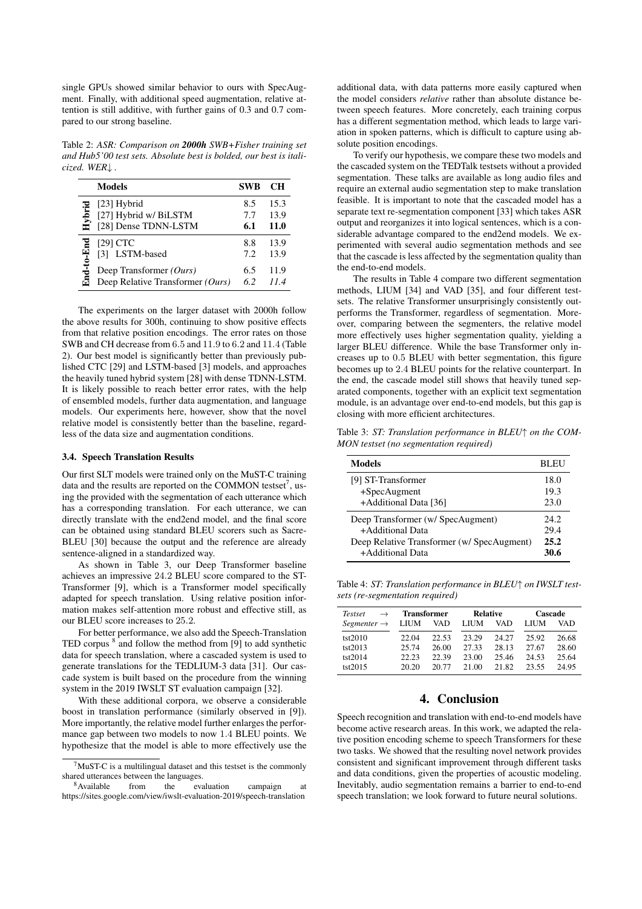single GPUs showed similar behavior to ours with SpecAugment. Finally, with additional speed augmentation, relative attention is still additive, with further gains of 0.3 and 0.7 compared to our strong baseline.

Table 2: *ASR: Comparison on **2000h** SWB+Fisher training set and Hub5'00 test sets. Absolute best is bolded, our best is italicized. WER↓ .*

| | Models | SWB | CH |
|---|---|---|---|
| Hybrid | [23] Hybrid | 8.5 | 15.3 |
| | [27] Hybrid w/ BiLSTM | 7.7 | 13.9 |
| | [28] Dense TDNN-LSTM | **6.1** | **11.0** |
| End-to-End | [29] CTC | 8.8 | 13.9 |
| | [3] LSTM-based | 7.2 | 13.9 |
| | Deep Transformer *(Ours)* | 6.5 | 11.9 |
| | Deep Relative Transformer *(Ours)* | *6.2* | *11.4* |

The experiments on the larger dataset with 2000h follow the above results for 300h, continuing to show positive effects from that relative position encodings. The error rates on those SWB and CH decrease from 6.5 and 11.9 to 6.2 and 11.4 (Table 2). Our best model is significantly better than previously published CTC [29] and LSTM-based [3] models, and approaches the heavily tuned hybrid system [28] with dense TDNN-LSTM. It is likely possible to reach better error rates, with the help of ensembled models, further data augmentation, and language models. Our experiments here, however, show that the novel relative model is consistently better than the baseline, regardless of the data size and augmentation conditions.

### 3.4. Speech Translation Results

Our first SLT models were trained only on the MuST-C training data and the results are reported on the COMMON testset[7], using the provided with the segmentation of each utterance which has a corresponding translation. For each utterance, we can directly translate with the end2end model, and the final score can be obtained using standard BLEU scorers such as SacreBLEU [30] because the output and the reference are already sentence-aligned in a standardized way.

As shown in Table 3, our Deep Transformer baseline achieves an impressive 24.2 BLEU score compared to the ST-Transformer [9], which is a Transformer model specifically adapted for speech translation. Using relative position information makes self-attention more robust and effective still, as our BLEU score increases to 25.2.

For better performance, we also add the Speech-Translation TED corpus [8] and follow the method from [9] to add synthetic data for speech translation, where a cascaded system is used to generate translations for the TEDLIUM-3 data [31]. Our cascade system is built based on the procedure from the winning system in the 2019 IWSLT ST evaluation campaign [32].

With these additional corpora, we observe a considerable boost in translation performance (similarly observed in [9]). More importantly, the relative model further enlarges the performance gap between two models to now 1.4 BLEU points. We hypothesize that the model is able to more effectively use the additional data, with data patterns more easily captured when the model considers *relative* rather than absolute distance between speech features. More concretely, each training corpus has a different segmentation method, which leads to large variation in spoken patterns, which is difficult to capture using absolute position encodings.

To verify our hypothesis, we compare these two models and the cascaded system on the TEDTalk testsets without a provided segmentation. These talks are available as long audio files and require an external audio segmentation step to make translation feasible. It is important to note that the cascaded model has a separate text re-segmentation component [33] which takes ASR output and reorganizes it into logical sentences, which is a considerable advantage compared to the end2end models. We experimented with several audio segmentation methods and see that the cascade is less affected by the segmentation quality than the end-to-end models.

The results in Table 4 compare two different segmentation methods, LIUM [34] and VAD [35], and four different testsets. The relative Transformer unsurprisingly consistently outperforms the Transformer, regardless of segmentation. Moreover, comparing between the segmenters, the relative model more effectively uses higher segmentation quality, yielding a larger BLEU difference. While the base Transformer only increases up to 0.5 BLEU with better segmentation, this figure becomes up to 2.4 BLEU points for the relative counterpart. In the end, the cascade model still shows that heavily tuned separated components, together with an explicit text segmentation module, is an advantage over end-to-end models, but this gap is closing with more efficient architectures.

Table 3: *ST: Translation performance in BLEU↑ on the COMMON testset (no segmentation required)*

| Models | BLEU |
|---|---|
| [9] ST-Transformer | 18.0 |
| +SpecAugment | 19.3 |
| +Additional Data [36] | 23.0 |
| Deep Transformer (w/ SpecAugment) | 24.2 |
| +Additional Data | 29.4 |
| Deep Relative Transformer (w/ SpecAugment) | **25.2** |
| +Additional Data | **30.6** |

Table 4: *ST: Translation performance in BLEU↑ on IWSLT testsets (re-segmentation required)*

| *Testset* → | **Transformer** | | **Relative** | | **Cascade** | |
|---|---|---|---|---|---|---|
| *Segmenter* → | LIUM | VAD | LIUM | VAD | LIUM | VAD |
| tst2010 | 22.04 | 22.53 | 23.29 | 24.27 | 25.92 | 26.68 |
| tst2013 | 25.74 | 26.00 | 27.33 | 28.13 | 27.67 | 28.60 |
| tst2014 | 22.23 | 22.39 | 23.00 | 25.46 | 24.53 | 25.64 |
| tst2015 | 20.20 | 20.77 | 21.00 | 21.82 | 23.55 | 24.95 |

## 4. Conclusion

Speech recognition and translation with end-to-end models have become active research areas. In this work, we adapted the relative position encoding scheme to speech Transformers for these two tasks. We showed that the resulting novel network provides consistent and significant improvement through different tasks and data conditions, given the properties of acoustic modeling. Inevitably, audio segmentation remains a barrier to end-to-end speech translation; we look forward to future neural solutions.

---

[7] MuST-C is a multilingual dataset and this testset is the commonly shared utterances between the languages.

[8] Available from the evaluation campaign at https://sites.google.com/view/iwslt-evaluation-2019/speech-translation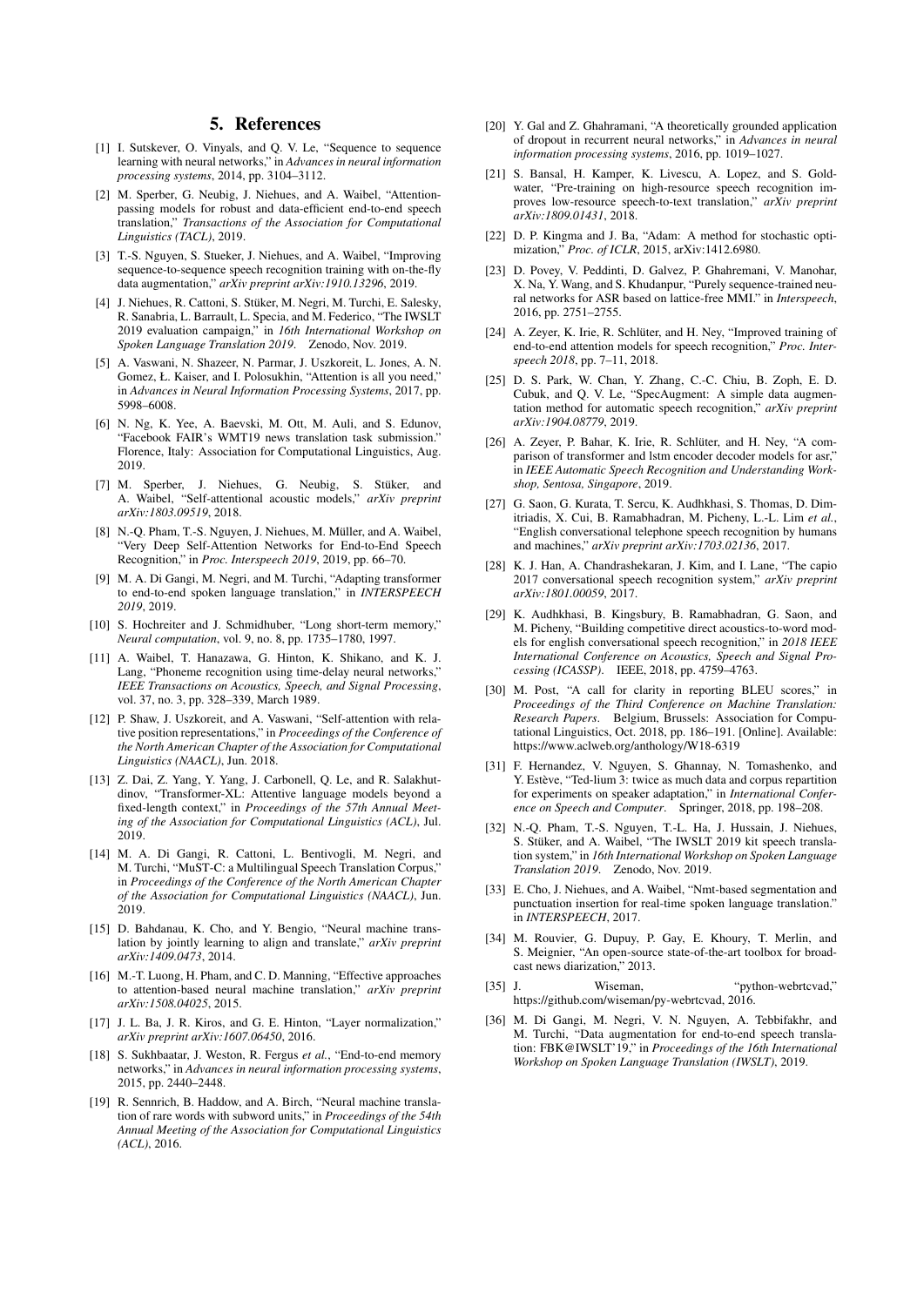## 5. References

[1] I. Sutskever, O. Vinyals, and Q. V. Le, "Sequence to sequence learning with neural networks," in *Advances in neural information processing systems*, 2014, pp. 3104–3112.

[2] M. Sperber, G. Neubig, J. Niehues, and A. Waibel, "Attention-passing models for robust and data-efficient end-to-end speech translation," *Transactions of the Association for Computational Linguistics (TACL)*, 2019.

[3] T.-S. Nguyen, S. Stueker, J. Niehues, and A. Waibel, "Improving sequence-to-sequence speech recognition training with on-the-fly data augmentation," *arXiv preprint arXiv:1910.13296*, 2019.

[4] J. Niehues, R. Cattoni, S. Stüker, M. Negri, M. Turchi, E. Salesky, R. Sanabria, L. Barrault, L. Specia, and M. Federico, "The IWSLT 2019 evaluation campaign," in *16th International Workshop on Spoken Language Translation 2019*. Zenodo, Nov. 2019.

[5] A. Vaswani, N. Shazeer, N. Parmar, J. Uszkoreit, L. Jones, A. N. Gomez, Ł. Kaiser, and I. Polosukhin, "Attention is all you need," in *Advances in Neural Information Processing Systems*, 2017, pp. 5998–6008.

[6] N. Ng, K. Yee, A. Baevski, M. Ott, M. Auli, and S. Edunov, "Facebook FAIR's WMT19 news translation task submission." Florence, Italy: Association for Computational Linguistics, Aug. 2019.

[7] M. Sperber, J. Niehues, G. Neubig, S. Stüker, and A. Waibel, "Self-attentional acoustic models," *arXiv preprint arXiv:1803.09519*, 2018.

[8] N.-Q. Pham, T.-S. Nguyen, J. Niehues, M. Müller, and A. Waibel, "Very Deep Self-Attention Networks for End-to-End Speech Recognition," in *Proc. Interspeech 2019*, 2019, pp. 66–70.

[9] M. A. Di Gangi, M. Negri, and M. Turchi, "Adapting transformer to end-to-end spoken language translation," in *INTERSPEECH 2019*, 2019.

[10] S. Hochreiter and J. Schmidhuber, "Long short-term memory," *Neural computation*, vol. 9, no. 8, pp. 1735–1780, 1997.

[11] A. Waibel, T. Hanazawa, G. Hinton, K. Shikano, and K. J. Lang, "Phoneme recognition using time-delay neural networks," *IEEE Transactions on Acoustics, Speech, and Signal Processing*, vol. 37, no. 3, pp. 328–339, March 1989.

[12] P. Shaw, J. Uszkoreit, and A. Vaswani, "Self-attention with relative position representations," in *Proceedings of the Conference of the North American Chapter of the Association for Computational Linguistics (NAACL)*, Jun. 2018.

[13] Z. Dai, Z. Yang, Y. Yang, J. Carbonell, Q. Le, and R. Salakhutdinov, "Transformer-XL: Attentive language models beyond a fixed-length context," in *Proceedings of the 57th Annual Meeting of the Association for Computational Linguistics (ACL)*, Jul. 2019.

[14] M. A. Di Gangi, R. Cattoni, L. Bentivogli, M. Negri, and M. Turchi, "MuST-C: a Multilingual Speech Translation Corpus," in *Proceedings of the Conference of the North American Chapter of the Association for Computational Linguistics (NAACL)*, Jun. 2019.

[15] D. Bahdanau, K. Cho, and Y. Bengio, "Neural machine translation by jointly learning to align and translate," *arXiv preprint arXiv:1409.0473*, 2014.

[16] M.-T. Luong, H. Pham, and C. D. Manning, "Effective approaches to attention-based neural machine translation," *arXiv preprint arXiv:1508.04025*, 2015.

[17] J. L. Ba, J. R. Kiros, and G. E. Hinton, "Layer normalization," *arXiv preprint arXiv:1607.06450*, 2016.

[18] S. Sukhbaatar, J. Weston, R. Fergus *et al.*, "End-to-end memory networks," in *Advances in neural information processing systems*, 2015, pp. 2440–2448.

[19] R. Sennrich, B. Haddow, and A. Birch, "Neural machine translation of rare words with subword units," in *Proceedings of the 54th Annual Meeting of the Association for Computational Linguistics (ACL)*, 2016.

[20] Y. Gal and Z. Ghahramani, "A theoretically grounded application of dropout in recurrent neural networks," in *Advances in neural information processing systems*, 2016, pp. 1019–1027.

[21] S. Bansal, H. Kamper, K. Livescu, A. Lopez, and S. Goldwater, "Pre-training on high-resource speech recognition improves low-resource speech-to-text translation," *arXiv preprint arXiv:1809.01431*, 2018.

[22] D. P. Kingma and J. Ba, "Adam: A method for stochastic optimization," *Proc. of ICLR*, 2015, arXiv:1412.6980.

[23] D. Povey, V. Peddinti, D. Galvez, P. Ghahremani, V. Manohar, X. Na, Y. Wang, and S. Khudanpur, "Purely sequence-trained neural networks for ASR based on lattice-free MMI." in *Interspeech*, 2016, pp. 2751–2755.

[24] A. Zeyer, K. Irie, R. Schlüter, and H. Ney, "Improved training of end-to-end attention models for speech recognition," *Proc. Interspeech 2018*, pp. 7–11, 2018.

[25] D. S. Park, W. Chan, Y. Zhang, C.-C. Chiu, B. Zoph, E. D. Cubuk, and Q. V. Le, "SpecAugment: A simple data augmentation method for automatic speech recognition," *arXiv preprint arXiv:1904.08779*, 2019.

[26] A. Zeyer, P. Bahar, K. Irie, R. Schlüter, and H. Ney, "A comparison of transformer and lstm encoder decoder models for asr," in *IEEE Automatic Speech Recognition and Understanding Workshop, Sentosa, Singapore*, 2019.

[27] G. Saon, G. Kurata, T. Sercu, K. Audhkhasi, S. Thomas, D. Dimitriadis, X. Cui, B. Ramabhadran, M. Picheny, L.-L. Lim *et al.*, "English conversational telephone speech recognition by humans and machines," *arXiv preprint arXiv:1703.02136*, 2017.

[28] K. J. Han, A. Chandrashekaran, J. Kim, and I. Lane, "The capio 2017 conversational speech recognition system," *arXiv preprint arXiv:1801.00059*, 2017.

[29] K. Audhkhasi, B. Kingsbury, B. Ramabhadran, G. Saon, and M. Picheny, "Building competitive direct acoustics-to-word models for english conversational speech recognition," in *2018 IEEE International Conference on Acoustics, Speech and Signal Processing (ICASSP)*. IEEE, 2018, pp. 4759–4763.

[30] M. Post, "A call for clarity in reporting BLEU scores," in *Proceedings of the Third Conference on Machine Translation: Research Papers*. Belgium, Brussels: Association for Computational Linguistics, Oct. 2018, pp. 186–191. [Online]. Available: https://www.aclweb.org/anthology/W18-6319

[31] F. Hernandez, V. Nguyen, S. Ghannay, N. Tomashenko, and Y. Estève, "Ted-lium 3: twice as much data and corpus repartition for experiments on speaker adaptation," in *International Conference on Speech and Computer*. Springer, 2018, pp. 198–208.

[32] N.-Q. Pham, T.-S. Nguyen, T.-L. Ha, J. Hussain, J. Niehues, S. Stüker, and A. Waibel, "The IWSLT 2019 kit speech translation system," in *16th International Workshop on Spoken Language Translation 2019*. Zenodo, Nov. 2019.

[33] E. Cho, J. Niehues, and A. Waibel, "Nmt-based segmentation and punctuation insertion for real-time spoken language translation." in *INTERSPEECH*, 2017.

[34] M. Rouvier, G. Dupuy, P. Gay, E. Khoury, T. Merlin, and S. Meignier, "An open-source state-of-the-art toolbox for broadcast news diarization," 2013.

[35] J. Wiseman, "python-webrtcvad," https://github.com/wiseman/py-webrtcvad, 2016.

[36] M. Di Gangi, M. Negri, V. N. Nguyen, A. Tebbifakhr, and M. Turchi, "Data augmentation for end-to-end speech translation: FBK@IWSLT'19," in *Proceedings of the 16th International Workshop on Spoken Language Translation (IWSLT)*, 2019.